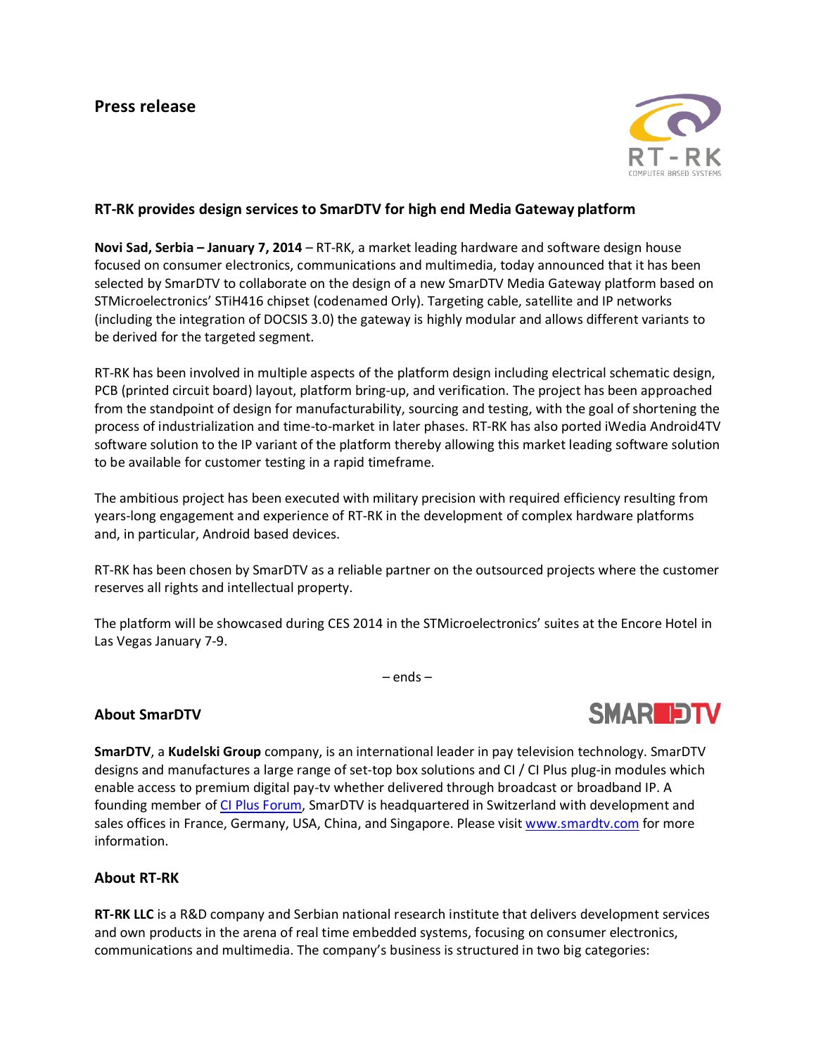# Press release

## RT-RK provides design services to SmarDTV for high end Media Gateway platform

**Novi Sad, Serbia – January 7, 2014** – RT-RK, a market leading hardware and software design house focused on consumer electronics, communications and multimedia, today announced that it has been selected by SmarDTV to collaborate on the design of a new SmarDTV Media Gateway platform based on STMicroelectronics' STiH416 chipset (codenamed Orly). Targeting cable, satellite and IP networks (including the integration of DOCSIS 3.0) the gateway is highly modular and allows different variants to be derived for the targeted segment.

RT-RK has been involved in multiple aspects of the platform design including electrical schematic design, PCB (printed circuit board) layout, platform bring-up, and verification. The project has been approached from the standpoint of design for manufacturability, sourcing and testing, with the goal of shortening the process of industrialization and time-to-market in later phases. RT-RK has also ported iWedia Android4TV software solution to the IP variant of the platform thereby allowing this market leading software solution to be available for customer testing in a rapid timeframe.

The ambitious project has been executed with military precision with required efficiency resulting from years-long engagement and experience of RT-RK in the development of complex hardware platforms and, in particular, Android based devices.

RT-RK has been chosen by SmarDTV as a reliable partner on the outsourced projects where the customer reserves all rights and intellectual property.

The platform will be showcased during CES 2014 in the STMicroelectronics' suites at the Encore Hotel in Las Vegas January 7-9.

– ends –

### About SmarDTV

**SmarDTV**, a **Kudelski Group** company, is an international leader in pay television technology. SmarDTV designs and manufactures a large range of set-top box solutions and CI / CI Plus plug-in modules which enable access to premium digital pay-tv whether delivered through broadcast or broadband IP. A founding member of CI Plus Forum, SmarDTV is headquartered in Switzerland with development and sales offices in France, Germany, USA, China, and Singapore. Please visit www.smardtv.com for more information.

### About RT-RK

**RT-RK LLC** is a R&D company and Serbian national research institute that delivers development services and own products in the arena of real time embedded systems, focusing on consumer electronics, communications and multimedia. The company's business is structured in two big categories: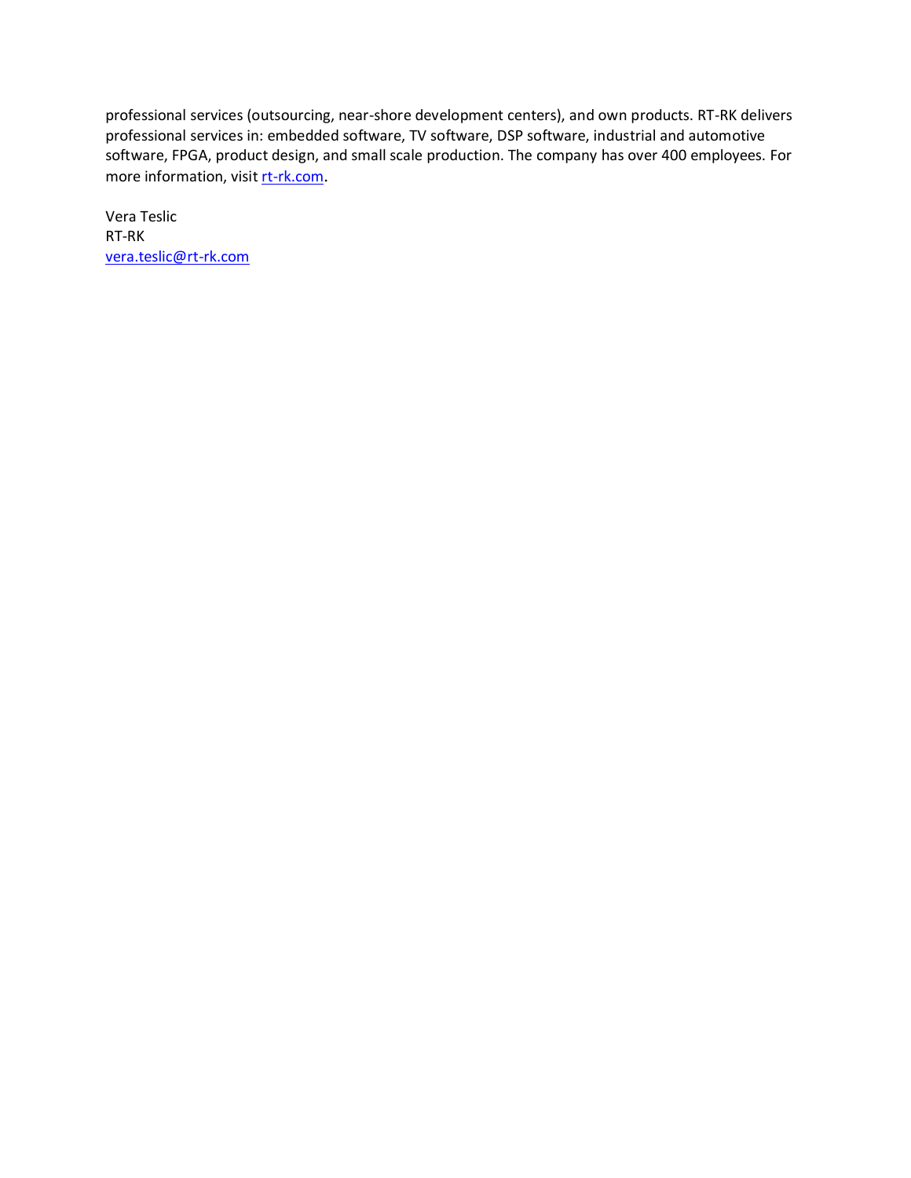professional services (outsourcing, near-shore development centers), and own products. RT-RK delivers professional services in: embedded software, TV software, DSP software, industrial and automotive software, FPGA, product design, and small scale production. The company has over 400 employees. For more information, visit [rt-rk.com](rt-rk.com).

Vera Teslic
RT-RK
[vera.teslic@rt-rk.com](mailto:vera.teslic@rt-rk.com)